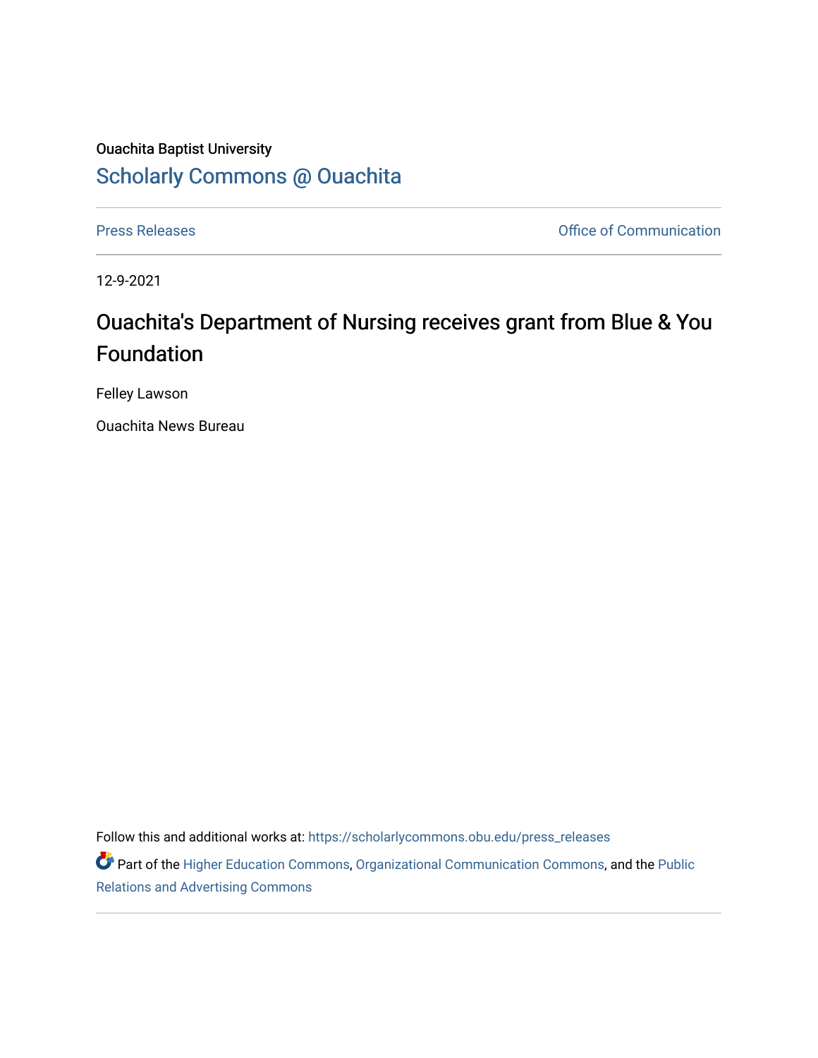Ouachita Baptist University

## Scholarly Commons @ Ouachita

Press Releases | Office of Communication

12-9-2021

# Ouachita's Department of Nursing receives grant from Blue & You Foundation

Felley Lawson

Ouachita News Bureau

Follow this and additional works at: https://scholarlycommons.obu.edu/press_releases

Part of the Higher Education Commons, Organizational Communication Commons, and the Public Relations and Advertising Commons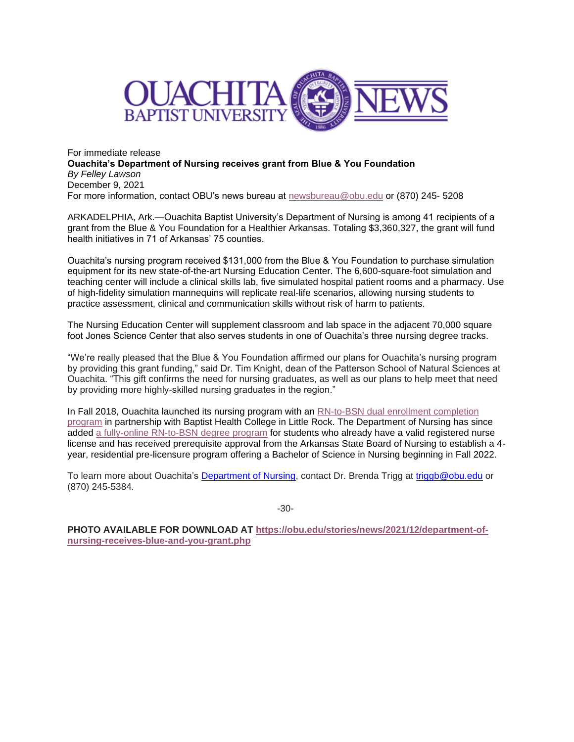For immediate release

**Ouachita's Department of Nursing receives grant from Blue & You Foundation**

*By Felley Lawson*

December 9, 2021

For more information, contact OBU's news bureau at newsbureau@obu.edu or (870) 245- 5208

ARKADELPHIA, Ark.—Ouachita Baptist University's Department of Nursing is among 41 recipients of a grant from the Blue & You Foundation for a Healthier Arkansas. Totaling $3,360,327, the grant will fund health initiatives in 71 of Arkansas' 75 counties.

Ouachita's nursing program received $131,000 from the Blue & You Foundation to purchase simulation equipment for its new state-of-the-art Nursing Education Center. The 6,600-square-foot simulation and teaching center will include a clinical skills lab, five simulated hospital patient rooms and a pharmacy. Use of high-fidelity simulation mannequins will replicate real-life scenarios, allowing nursing students to practice assessment, clinical and communication skills without risk of harm to patients.

The Nursing Education Center will supplement classroom and lab space in the adjacent 70,000 square foot Jones Science Center that also serves students in one of Ouachita's three nursing degree tracks.

"We're really pleased that the Blue & You Foundation affirmed our plans for Ouachita's nursing program by providing this grant funding," said Dr. Tim Knight, dean of the Patterson School of Natural Sciences at Ouachita. "This gift confirms the need for nursing graduates, as well as our plans to help meet that need by providing more highly-skilled nursing graduates in the region."

In Fall 2018, Ouachita launched its nursing program with an RN-to-BSN dual enrollment completion program in partnership with Baptist Health College in Little Rock. The Department of Nursing has since added a fully-online RN-to-BSN degree program for students who already have a valid registered nurse license and has received prerequisite approval from the Arkansas State Board of Nursing to establish a 4-year, residential pre-licensure program offering a Bachelor of Science in Nursing beginning in Fall 2022.

To learn more about Ouachita's Department of Nursing, contact Dr. Brenda Trigg at triggb@obu.edu or (870) 245-5384.

-30-

**PHOTO AVAILABLE FOR DOWNLOAD AT https://obu.edu/stories/news/2021/12/department-of-nursing-receives-blue-and-you-grant.php**